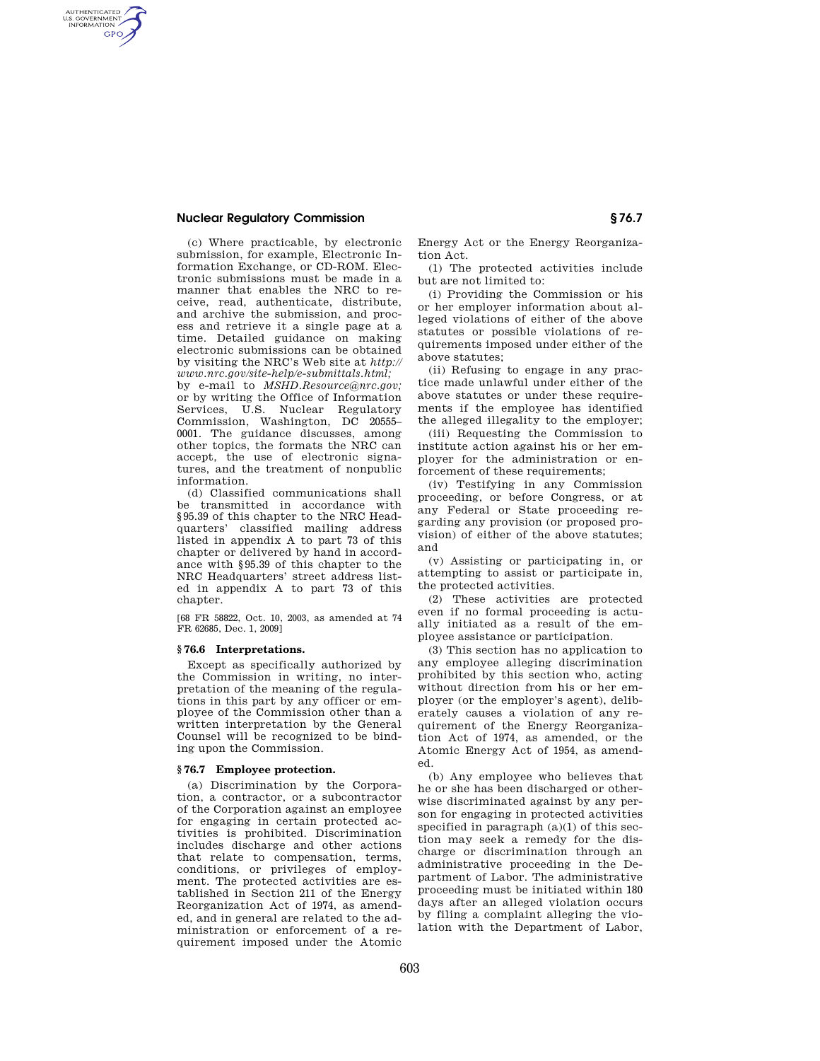(c) Where practicable, by electronic submission, for example, Electronic Information Exchange, or CD-ROM. Electronic submissions must be made in a manner that enables the NRC to receive, read, authenticate, distribute, and archive the submission, and process and retrieve it a single page at a time. Detailed guidance on making electronic submissions can be obtained by visiting the NRC's Web site at *http://www.nrc.gov/site-help/e-submittals.html;* by e-mail to *MSHD.Resource@nrc.gov;* or by writing the Office of Information Services, U.S. Nuclear Regulatory Commission, Washington, DC 20555–0001. The guidance discusses, among other topics, the formats the NRC can accept, the use of electronic signatures, and the treatment of nonpublic information.

(d) Classified communications shall be transmitted in accordance with §95.39 of this chapter to the NRC Headquarters' classified mailing address listed in appendix A to part 73 of this chapter or delivered by hand in accordance with §95.39 of this chapter to the NRC Headquarters' street address listed in appendix A to part 73 of this chapter.

[68 FR 58822, Oct. 10, 2003, as amended at 74 FR 62685, Dec. 1, 2009]

### § 76.6 Interpretations.

Except as specifically authorized by the Commission in writing, no interpretation of the meaning of the regulations in this part by any officer or employee of the Commission other than a written interpretation by the General Counsel will be recognized to be binding upon the Commission.

### § 76.7 Employee protection.

(a) Discrimination by the Corporation, a contractor, or a subcontractor of the Corporation against an employee for engaging in certain protected activities is prohibited. Discrimination includes discharge and other actions that relate to compensation, terms, conditions, or privileges of employment. The protected activities are established in Section 211 of the Energy Reorganization Act of 1974, as amended, and in general are related to the administration or enforcement of a requirement imposed under the Atomic Energy Act or the Energy Reorganization Act.

(1) The protected activities include but are not limited to:

(i) Providing the Commission or his or her employer information about alleged violations of either of the above statutes or possible violations of requirements imposed under either of the above statutes;

(ii) Refusing to engage in any practice made unlawful under either of the above statutes or under these requirements if the employee has identified the alleged illegality to the employer;

(iii) Requesting the Commission to institute action against his or her employer for the administration or enforcement of these requirements;

(iv) Testifying in any Commission proceeding, or before Congress, or at any Federal or State proceeding regarding any provision (or proposed provision) of either of the above statutes; and

(v) Assisting or participating in, or attempting to assist or participate in, the protected activities.

(2) These activities are protected even if no formal proceeding is actually initiated as a result of the employee assistance or participation.

(3) This section has no application to any employee alleging discrimination prohibited by this section who, acting without direction from his or her employer (or the employer's agent), deliberately causes a violation of any requirement of the Energy Reorganization Act of 1974, as amended, or the Atomic Energy Act of 1954, as amended.

(b) Any employee who believes that he or she has been discharged or otherwise discriminated against by any person for engaging in protected activities specified in paragraph (a)(1) of this section may seek a remedy for the discharge or discrimination through an administrative proceeding in the Department of Labor. The administrative proceeding must be initiated within 180 days after an alleged violation occurs by filing a complaint alleging the violation with the Department of Labor,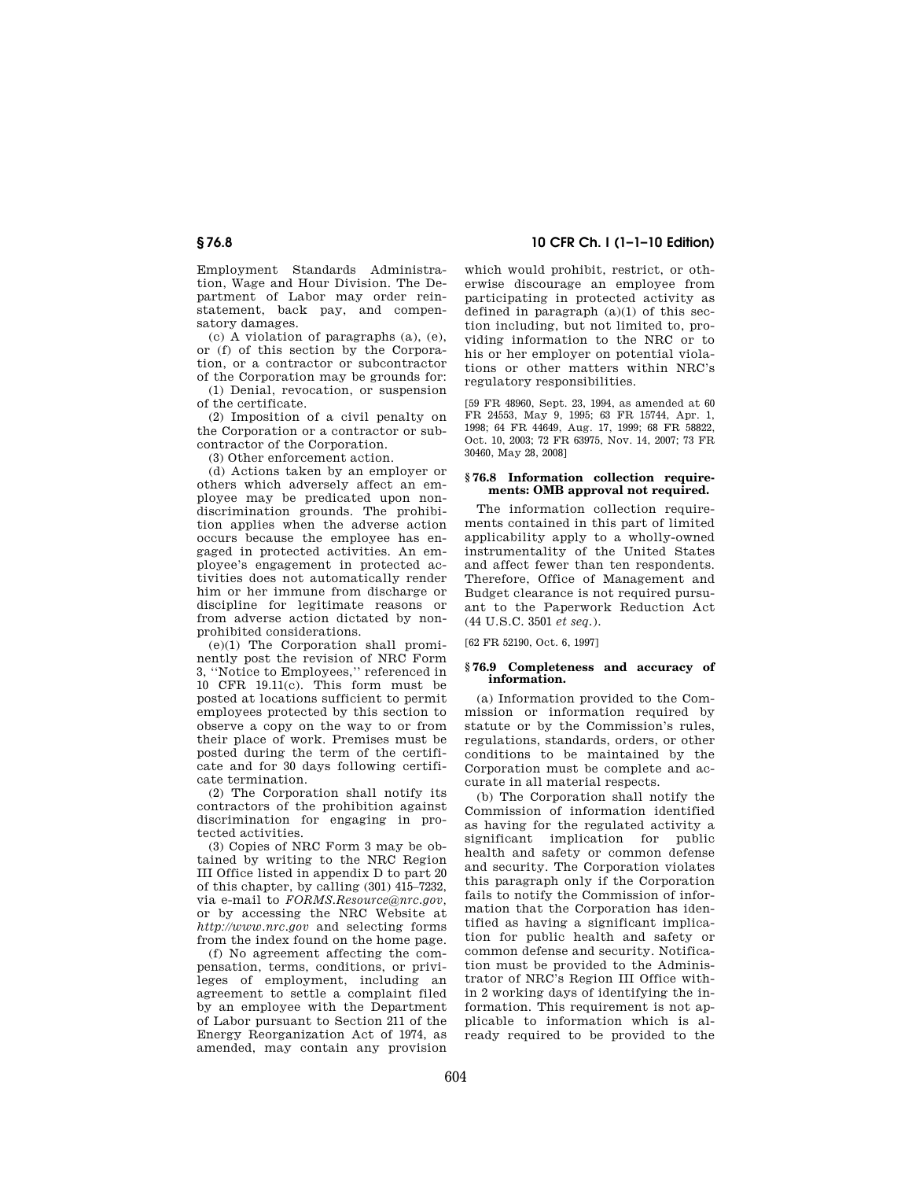Employment Standards Administration, Wage and Hour Division. The Department of Labor may order reinstatement, back pay, and compensatory damages.

(c) A violation of paragraphs (a), (e), or (f) of this section by the Corporation, or a contractor or subcontractor of the Corporation may be grounds for:

(1) Denial, revocation, or suspension of the certificate.

(2) Imposition of a civil penalty on the Corporation or a contractor or subcontractor of the Corporation.

(3) Other enforcement action.

(d) Actions taken by an employer or others which adversely affect an employee may be predicated upon nondiscrimination grounds. The prohibition applies when the adverse action occurs because the employee has engaged in protected activities. An employee's engagement in protected activities does not automatically render him or her immune from discharge or discipline for legitimate reasons or from adverse action dictated by nonprohibited considerations.

(e)(1) The Corporation shall prominently post the revision of NRC Form 3, ''Notice to Employees,'' referenced in 10 CFR 19.11(c). This form must be posted at locations sufficient to permit employees protected by this section to observe a copy on the way to or from their place of work. Premises must be posted during the term of the certificate and for 30 days following certificate termination.

(2) The Corporation shall notify its contractors of the prohibition against discrimination for engaging in protected activities.

(3) Copies of NRC Form 3 may be obtained by writing to the NRC Region III Office listed in appendix D to part 20 of this chapter, by calling (301) 415–7232, via e-mail to *FORMS.Resource@nrc.gov*, or by accessing the NRC Website at *http://www.nrc.gov* and selecting forms from the index found on the home page.

(f) No agreement affecting the compensation, terms, conditions, or privileges of employment, including an agreement to settle a complaint filed by an employee with the Department of Labor pursuant to Section 211 of the Energy Reorganization Act of 1974, as amended, may contain any provision which would prohibit, restrict, or otherwise discourage an employee from participating in protected activity as defined in paragraph (a)(1) of this section including, but not limited to, providing information to the NRC or to his or her employer on potential violations or other matters within NRC's regulatory responsibilities.

[59 FR 48960, Sept. 23, 1994, as amended at 60 FR 24553, May 9, 1995; 63 FR 15744, Apr. 1, 1998; 64 FR 44649, Aug. 17, 1999; 68 FR 58822, Oct. 10, 2003; 72 FR 63975, Nov. 14, 2007; 73 FR 30460, May 28, 2008]

### § 76.8 Information collection requirements: OMB approval not required.

The information collection requirements contained in this part of limited applicability apply to a wholly-owned instrumentality of the United States and affect fewer than ten respondents. Therefore, Office of Management and Budget clearance is not required pursuant to the Paperwork Reduction Act (44 U.S.C. 3501 *et seq.*).

[62 FR 52190, Oct. 6, 1997]

### § 76.9 Completeness and accuracy of information.

(a) Information provided to the Commission or information required by statute or by the Commission's rules, regulations, standards, orders, or other conditions to be maintained by the Corporation must be complete and accurate in all material respects.

(b) The Corporation shall notify the Commission of information identified as having for the regulated activity a significant implication for public health and safety or common defense and security. The Corporation violates this paragraph only if the Corporation fails to notify the Commission of information that the Corporation has identified as having a significant implication for public health and safety or common defense and security. Notification must be provided to the Administrator of NRC's Region III Office within 2 working days of identifying the information. This requirement is not applicable to information which is already required to be provided to the